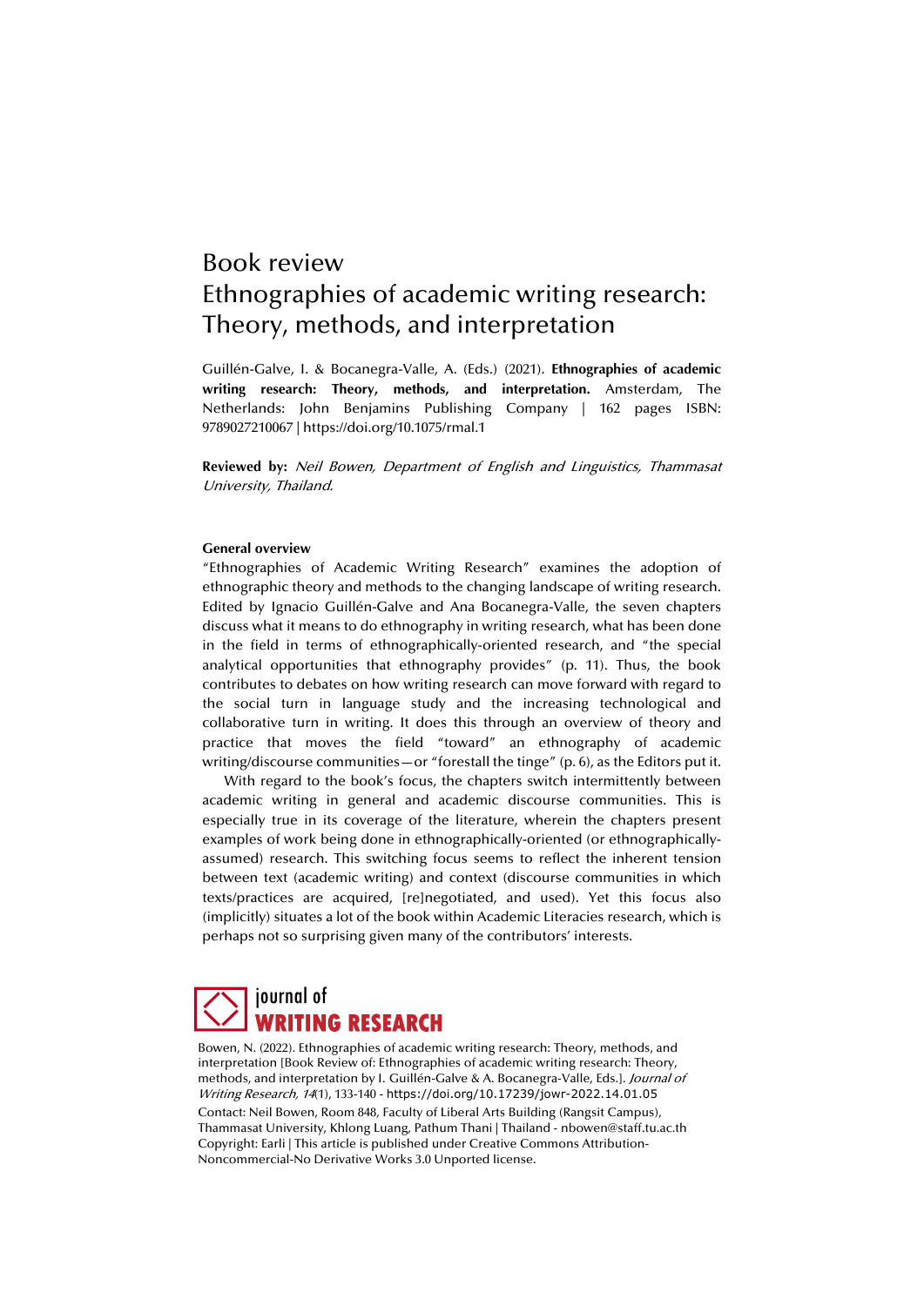# Book review
# Ethnographies of academic writing research: Theory, methods, and interpretation

Guillén-Galve, I. & Bocanegra-Valle, A. (Eds.) (2021). **Ethnographies of academic writing research: Theory, methods, and interpretation.** Amsterdam, The Netherlands: John Benjamins Publishing Company | 162 pages ISBN: 9789027210067 | https://doi.org/10.1075/rmal.1

**Reviewed by:** *Neil Bowen, Department of English and Linguistics, Thammasat University, Thailand.*

### General overview

"Ethnographies of Academic Writing Research" examines the adoption of ethnographic theory and methods to the changing landscape of writing research. Edited by Ignacio Guillén-Galve and Ana Bocanegra-Valle, the seven chapters discuss what it means to do ethnography in writing research, what has been done in the field in terms of ethnographically-oriented research, and "the special analytical opportunities that ethnography provides" (p. 11). Thus, the book contributes to debates on how writing research can move forward with regard to the social turn in language study and the increasing technological and collaborative turn in writing. It does this through an overview of theory and practice that moves the field "toward" an ethnography of academic writing/discourse communities—or "forestall the tinge" (p. 6), as the Editors put it.

With regard to the book's focus, the chapters switch intermittently between academic writing in general and academic discourse communities. This is especially true in its coverage of the literature, wherein the chapters present examples of work being done in ethnographically-oriented (or ethnographically-assumed) research. This switching focus seems to reflect the inherent tension between text (academic writing) and context (discourse communities in which texts/practices are acquired, [re]negotiated, and used). Yet this focus also (implicitly) situates a lot of the book within Academic Literacies research, which is perhaps not so surprising given many of the contributors' interests.

Bowen, N. (2022). Ethnographies of academic writing research: Theory, methods, and interpretation [Book Review of: Ethnographies of academic writing research: Theory, methods, and interpretation by I. Guillén-Galve & A. Bocanegra-Valle, Eds.]. *Journal of Writing Research, 14*(1), 133-140 - https://doi.org/10.17239/jowr-2022.14.01.05

Contact: Neil Bowen, Room 848, Faculty of Liberal Arts Building (Rangsit Campus), Thammasat University, Khlong Luang, Pathum Thani | Thailand - nbowen@staff.tu.ac.th

Copyright: Earli | This article is published under Creative Commons Attribution-Noncommercial-No Derivative Works 3.0 Unported license.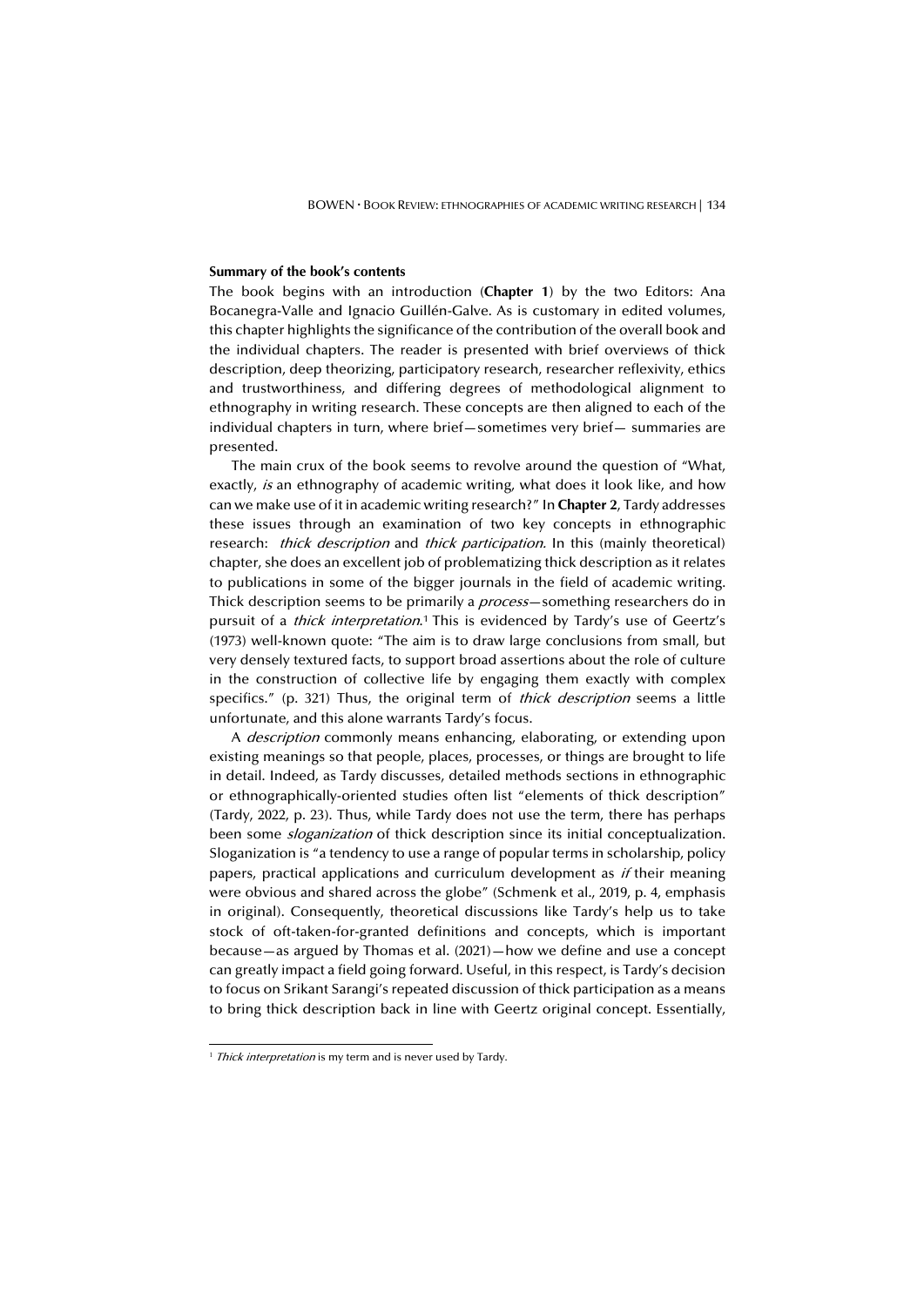**Summary of the book's contents**

The book begins with an introduction (**Chapter 1**) by the two Editors: Ana Bocanegra-Valle and Ignacio Guillén-Galve. As is customary in edited volumes, this chapter highlights the significance of the contribution of the overall book and the individual chapters. The reader is presented with brief overviews of thick description, deep theorizing, participatory research, researcher reflexivity, ethics and trustworthiness, and differing degrees of methodological alignment to ethnography in writing research. These concepts are then aligned to each of the individual chapters in turn, where brief—sometimes very brief— summaries are presented.

The main crux of the book seems to revolve around the question of "What, exactly, *is* an ethnography of academic writing, what does it look like, and how can we make use of it in academic writing research?" In **Chapter 2**, Tardy addresses these issues through an examination of two key concepts in ethnographic research: *thick description* and *thick participation*. In this (mainly theoretical) chapter, she does an excellent job of problematizing thick description as it relates to publications in some of the bigger journals in the field of academic writing. Thick description seems to be primarily a *process*—something researchers do in pursuit of a *thick interpretation*.[1] This is evidenced by Tardy's use of Geertz's (1973) well-known quote: "The aim is to draw large conclusions from small, but very densely textured facts, to support broad assertions about the role of culture in the construction of collective life by engaging them exactly with complex specifics." (p. 321) Thus, the original term of *thick description* seems a little unfortunate, and this alone warrants Tardy's focus.

A *description* commonly means enhancing, elaborating, or extending upon existing meanings so that people, places, processes, or things are brought to life in detail. Indeed, as Tardy discusses, detailed methods sections in ethnographic or ethnographically-oriented studies often list "elements of thick description" (Tardy, 2022, p. 23). Thus, while Tardy does not use the term, there has perhaps been some *sloganization* of thick description since its initial conceptualization. Sloganization is "a tendency to use a range of popular terms in scholarship, policy papers, practical applications and curriculum development as *if* their meaning were obvious and shared across the globe" (Schmenk et al., 2019, p. 4, emphasis in original). Consequently, theoretical discussions like Tardy's help us to take stock of oft-taken-for-granted definitions and concepts, which is important because—as argued by Thomas et al. (2021)—how we define and use a concept can greatly impact a field going forward. Useful, in this respect, is Tardy's decision to focus on Srikant Sarangi's repeated discussion of thick participation as a means to bring thick description back in line with Geertz original concept. Essentially,

[1] *Thick interpretation* is my term and is never used by Tardy.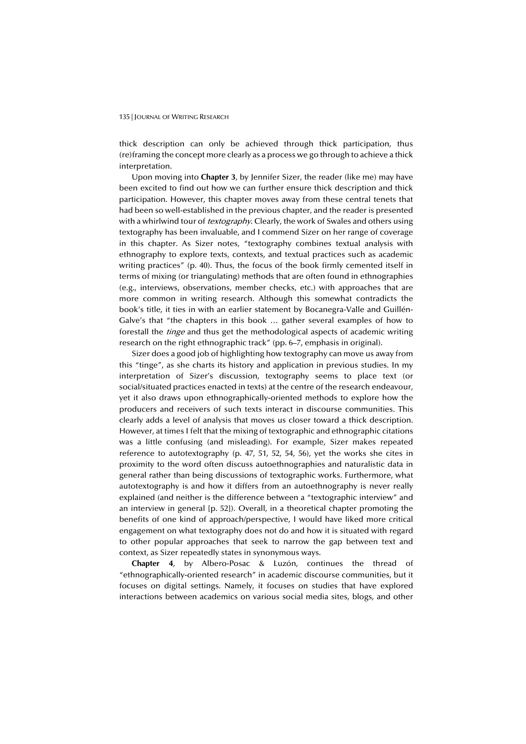thick description can only be achieved through thick participation, thus (re)framing the concept more clearly as a process we go through to achieve a thick interpretation.

Upon moving into **Chapter 3**, by Jennifer Sizer, the reader (like me) may have been excited to find out how we can further ensure thick description and thick participation. However, this chapter moves away from these central tenets that had been so well-established in the previous chapter, and the reader is presented with a whirlwind tour of *textography*. Clearly, the work of Swales and others using textography has been invaluable, and I commend Sizer on her range of coverage in this chapter. As Sizer notes, "textography combines textual analysis with ethnography to explore texts, contexts, and textual practices such as academic writing practices" (p. 40). Thus, the focus of the book firmly cemented itself in terms of mixing (or triangulating) methods that are often found in ethnographies (e.g., interviews, observations, member checks, etc.) with approaches that are more common in writing research. Although this somewhat contradicts the book's title, it ties in with an earlier statement by Bocanegra-Valle and Guillén-Galve's that "the chapters in this book … gather several examples of how to forestall the *tinge* and thus get the methodological aspects of academic writing research on the right ethnographic track" (pp. 6–7, emphasis in original).

Sizer does a good job of highlighting how textography can move us away from this "tinge", as she charts its history and application in previous studies. In my interpretation of Sizer's discussion, textography seems to place text (or social/situated practices enacted in texts) at the centre of the research endeavour, yet it also draws upon ethnographically-oriented methods to explore how the producers and receivers of such texts interact in discourse communities. This clearly adds a level of analysis that moves us closer toward a thick description. However, at times I felt that the mixing of textographic and ethnographic citations was a little confusing (and misleading). For example, Sizer makes repeated reference to autotextography (p. 47, 51, 52, 54, 56), yet the works she cites in proximity to the word often discuss autoethnographies and naturalistic data in general rather than being discussions of textographic works. Furthermore, what autotextography is and how it differs from an autoethnography is never really explained (and neither is the difference between a "textographic interview" and an interview in general [p. 52]). Overall, in a theoretical chapter promoting the benefits of one kind of approach/perspective, I would have liked more critical engagement on what textography does not do and how it is situated with regard to other popular approaches that seek to narrow the gap between text and context, as Sizer repeatedly states in synonymous ways.

**Chapter 4**, by Albero-Posac & Luzón, continues the thread of "ethnographically-oriented research" in academic discourse communities, but it focuses on digital settings. Namely, it focuses on studies that have explored interactions between academics on various social media sites, blogs, and other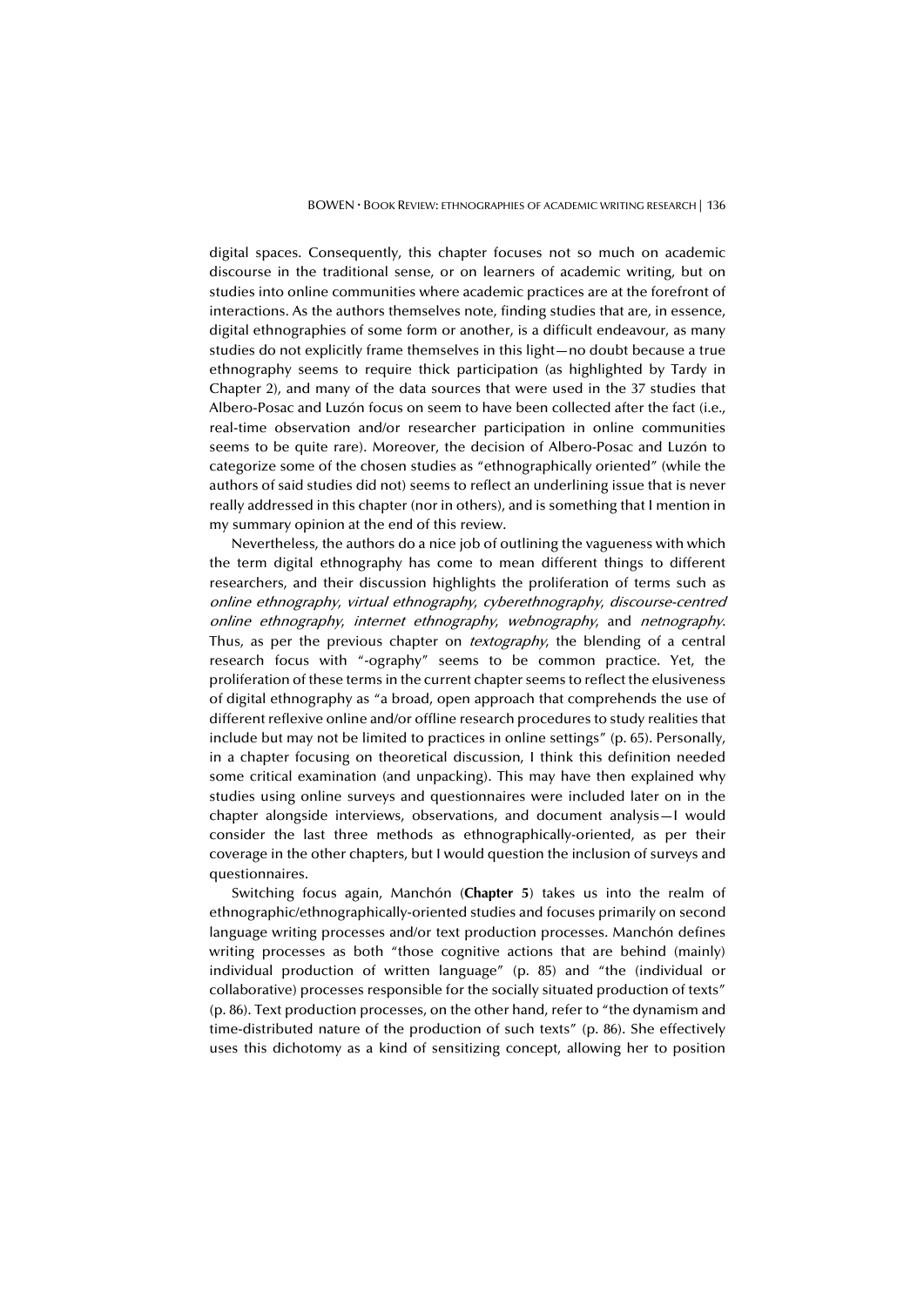digital spaces. Consequently, this chapter focuses not so much on academic discourse in the traditional sense, or on learners of academic writing, but on studies into online communities where academic practices are at the forefront of interactions. As the authors themselves note, finding studies that are, in essence, digital ethnographies of some form or another, is a difficult endeavour, as many studies do not explicitly frame themselves in this light—no doubt because a true ethnography seems to require thick participation (as highlighted by Tardy in Chapter 2), and many of the data sources that were used in the 37 studies that Albero-Posac and Luzón focus on seem to have been collected after the fact (i.e., real-time observation and/or researcher participation in online communities seems to be quite rare). Moreover, the decision of Albero-Posac and Luzón to categorize some of the chosen studies as "ethnographically oriented" (while the authors of said studies did not) seems to reflect an underlining issue that is never really addressed in this chapter (nor in others), and is something that I mention in my summary opinion at the end of this review.

Nevertheless, the authors do a nice job of outlining the vagueness with which the term digital ethnography has come to mean different things to different researchers, and their discussion highlights the proliferation of terms such as *online ethnography*, *virtual ethnography*, *cyberethnography*, *discourse-centred online ethnography*, *internet ethnography*, *webnography*, and *netnography*. Thus, as per the previous chapter on *textography*, the blending of a central research focus with "-ography" seems to be common practice. Yet, the proliferation of these terms in the current chapter seems to reflect the elusiveness of digital ethnography as "a broad, open approach that comprehends the use of different reflexive online and/or offline research procedures to study realities that include but may not be limited to practices in online settings" (p. 65). Personally, in a chapter focusing on theoretical discussion, I think this definition needed some critical examination (and unpacking). This may have then explained why studies using online surveys and questionnaires were included later on in the chapter alongside interviews, observations, and document analysis—I would consider the last three methods as ethnographically-oriented, as per their coverage in the other chapters, but I would question the inclusion of surveys and questionnaires.

Switching focus again, Manchón (**Chapter 5**) takes us into the realm of ethnographic/ethnographically-oriented studies and focuses primarily on second language writing processes and/or text production processes. Manchón defines writing processes as both "those cognitive actions that are behind (mainly) individual production of written language" (p. 85) and "the (individual or collaborative) processes responsible for the socially situated production of texts" (p. 86). Text production processes, on the other hand, refer to "the dynamism and time-distributed nature of the production of such texts" (p. 86). She effectively uses this dichotomy as a kind of sensitizing concept, allowing her to position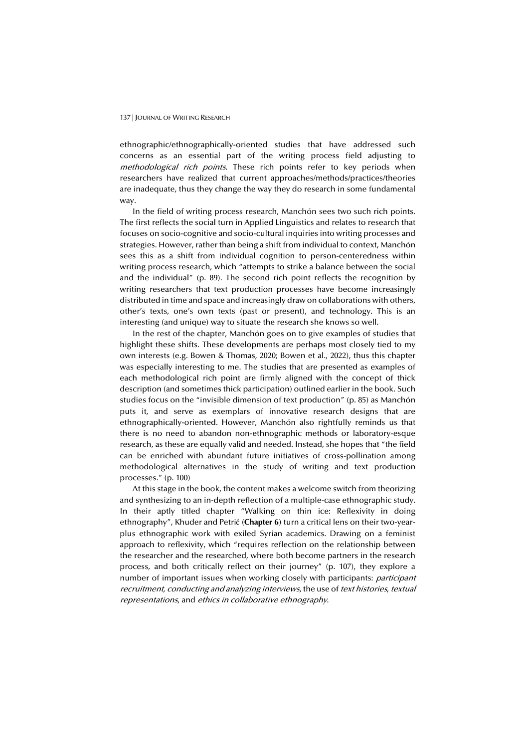ethnographic/ethnographically-oriented studies that have addressed such concerns as an essential part of the writing process field adjusting to *methodological rich points*. These rich points refer to key periods when researchers have realized that current approaches/methods/practices/theories are inadequate, thus they change the way they do research in some fundamental way.

In the field of writing process research, Manchón sees two such rich points. The first reflects the social turn in Applied Linguistics and relates to research that focuses on socio-cognitive and socio-cultural inquiries into writing processes and strategies. However, rather than being a shift from individual to context, Manchón sees this as a shift from individual cognition to person-centeredness within writing process research, which "attempts to strike a balance between the social and the individual" (p. 89). The second rich point reflects the recognition by writing researchers that text production processes have become increasingly distributed in time and space and increasingly draw on collaborations with others, other's texts, one's own texts (past or present), and technology. This is an interesting (and unique) way to situate the research she knows so well.

In the rest of the chapter, Manchón goes on to give examples of studies that highlight these shifts. These developments are perhaps most closely tied to my own interests (e.g. Bowen & Thomas, 2020; Bowen et al., 2022), thus this chapter was especially interesting to me. The studies that are presented as examples of each methodological rich point are firmly aligned with the concept of thick description (and sometimes thick participation) outlined earlier in the book. Such studies focus on the "invisible dimension of text production" (p. 85) as Manchón puts it, and serve as exemplars of innovative research designs that are ethnographically-oriented. However, Manchón also rightfully reminds us that there is no need to abandon non-ethnographic methods or laboratory-esque research, as these are equally valid and needed. Instead, she hopes that "the field can be enriched with abundant future initiatives of cross-pollination among methodological alternatives in the study of writing and text production processes." (p. 100)

At this stage in the book, the content makes a welcome switch from theorizing and synthesizing to an in-depth reflection of a multiple-case ethnographic study. In their aptly titled chapter "Walking on thin ice: Reflexivity in doing ethnography", Khuder and Petrić (**Chapter 6**) turn a critical lens on their two-year-plus ethnographic work with exiled Syrian academics. Drawing on a feminist approach to reflexivity, which "requires reflection on the relationship between the researcher and the researched, where both become partners in the research process, and both critically reflect on their journey" (p. 107), they explore a number of important issues when working closely with participants: *participant recruitment*, *conducting and analyzing interviews*, the use of *text histories*, *textual representations*, and *ethics in collaborative ethnography*.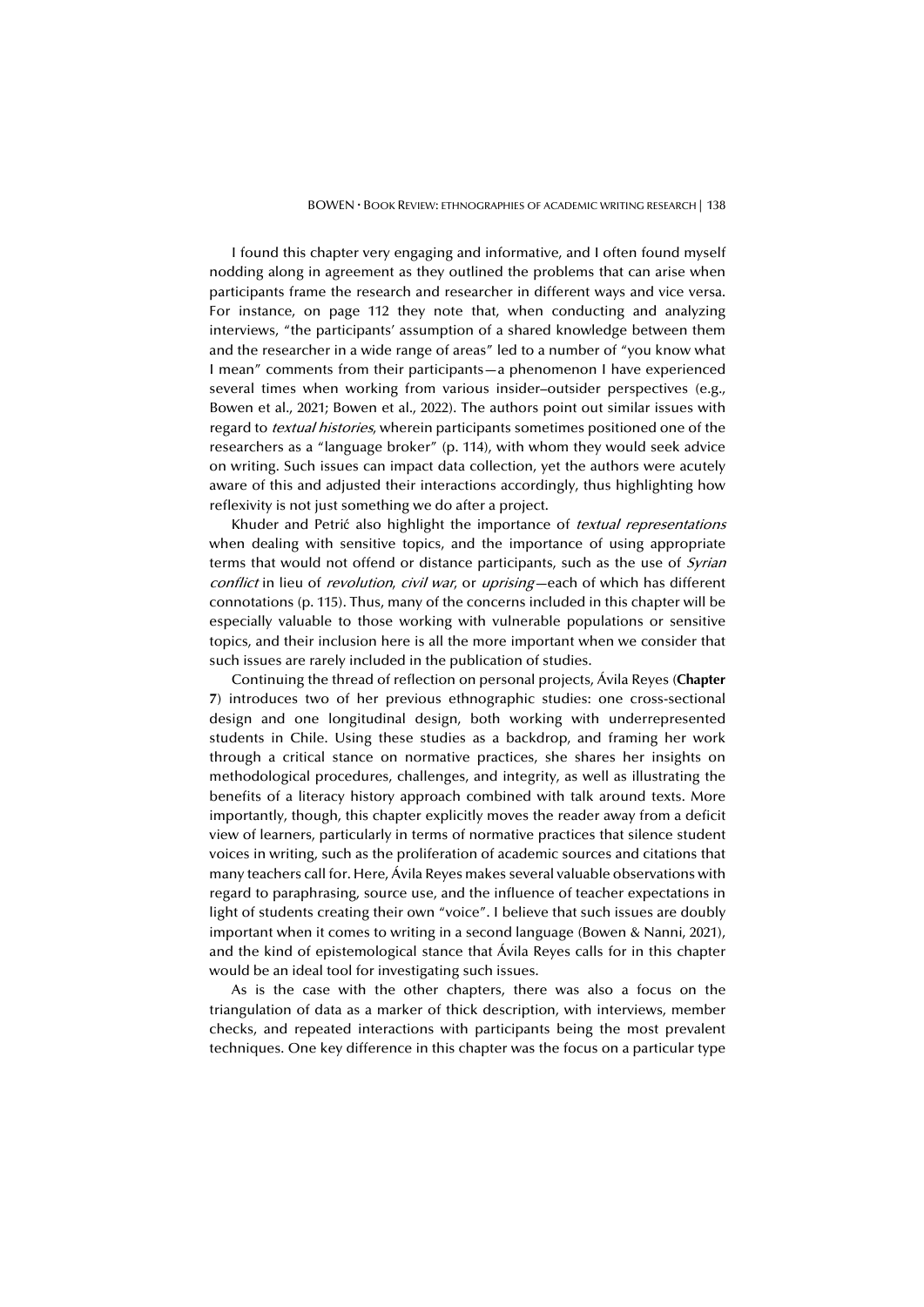I found this chapter very engaging and informative, and I often found myself nodding along in agreement as they outlined the problems that can arise when participants frame the research and researcher in different ways and vice versa. For instance, on page 112 they note that, when conducting and analyzing interviews, "the participants' assumption of a shared knowledge between them and the researcher in a wide range of areas" led to a number of "you know what I mean" comments from their participants—a phenomenon I have experienced several times when working from various insider–outsider perspectives (e.g., Bowen et al., 2021; Bowen et al., 2022). The authors point out similar issues with regard to *textual histories*, wherein participants sometimes positioned one of the researchers as a "language broker" (p. 114), with whom they would seek advice on writing. Such issues can impact data collection, yet the authors were acutely aware of this and adjusted their interactions accordingly, thus highlighting how reflexivity is not just something we do after a project.

Khuder and Petrić also highlight the importance of *textual representations* when dealing with sensitive topics, and the importance of using appropriate terms that would not offend or distance participants, such as the use of *Syrian conflict* in lieu of *revolution*, *civil war*, or *uprising*—each of which has different connotations (p. 115). Thus, many of the concerns included in this chapter will be especially valuable to those working with vulnerable populations or sensitive topics, and their inclusion here is all the more important when we consider that such issues are rarely included in the publication of studies.

Continuing the thread of reflection on personal projects, Ávila Reyes (**Chapter 7**) introduces two of her previous ethnographic studies: one cross-sectional design and one longitudinal design, both working with underrepresented students in Chile. Using these studies as a backdrop, and framing her work through a critical stance on normative practices, she shares her insights on methodological procedures, challenges, and integrity, as well as illustrating the benefits of a literacy history approach combined with talk around texts. More importantly, though, this chapter explicitly moves the reader away from a deficit view of learners, particularly in terms of normative practices that silence student voices in writing, such as the proliferation of academic sources and citations that many teachers call for. Here, Ávila Reyes makes several valuable observations with regard to paraphrasing, source use, and the influence of teacher expectations in light of students creating their own "voice". I believe that such issues are doubly important when it comes to writing in a second language (Bowen & Nanni, 2021), and the kind of epistemological stance that Ávila Reyes calls for in this chapter would be an ideal tool for investigating such issues.

As is the case with the other chapters, there was also a focus on the triangulation of data as a marker of thick description, with interviews, member checks, and repeated interactions with participants being the most prevalent techniques. One key difference in this chapter was the focus on a particular type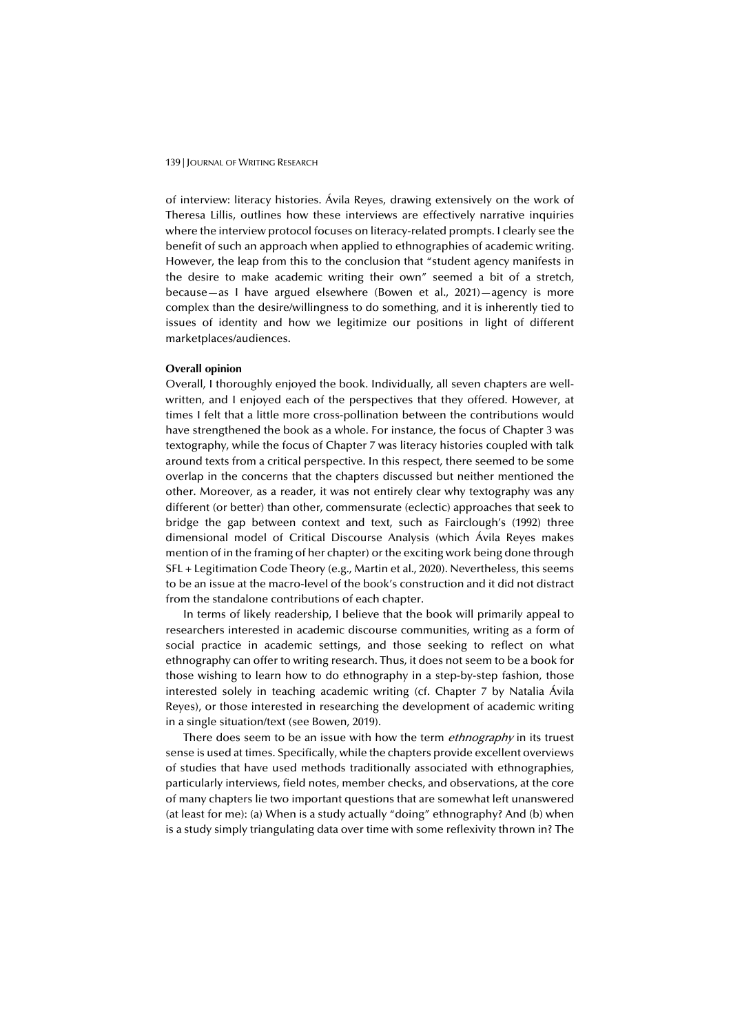of interview: literacy histories. Ávila Reyes, drawing extensively on the work of Theresa Lillis, outlines how these interviews are effectively narrative inquiries where the interview protocol focuses on literacy-related prompts. I clearly see the benefit of such an approach when applied to ethnographies of academic writing. However, the leap from this to the conclusion that "student agency manifests in the desire to make academic writing their own" seemed a bit of a stretch, because—as I have argued elsewhere (Bowen et al., 2021)—agency is more complex than the desire/willingness to do something, and it is inherently tied to issues of identity and how we legitimize our positions in light of different marketplaces/audiences.

**Overall opinion**

Overall, I thoroughly enjoyed the book. Individually, all seven chapters are well-written, and I enjoyed each of the perspectives that they offered. However, at times I felt that a little more cross-pollination between the contributions would have strengthened the book as a whole. For instance, the focus of Chapter 3 was textography, while the focus of Chapter 7 was literacy histories coupled with talk around texts from a critical perspective. In this respect, there seemed to be some overlap in the concerns that the chapters discussed but neither mentioned the other. Moreover, as a reader, it was not entirely clear why textography was any different (or better) than other, commensurate (eclectic) approaches that seek to bridge the gap between context and text, such as Fairclough's (1992) three dimensional model of Critical Discourse Analysis (which Ávila Reyes makes mention of in the framing of her chapter) or the exciting work being done through SFL + Legitimation Code Theory (e.g., Martin et al., 2020). Nevertheless, this seems to be an issue at the macro-level of the book's construction and it did not distract from the standalone contributions of each chapter.

In terms of likely readership, I believe that the book will primarily appeal to researchers interested in academic discourse communities, writing as a form of social practice in academic settings, and those seeking to reflect on what ethnography can offer to writing research. Thus, it does not seem to be a book for those wishing to learn how to do ethnography in a step-by-step fashion, those interested solely in teaching academic writing (cf. Chapter 7 by Natalia Ávila Reyes), or those interested in researching the development of academic writing in a single situation/text (see Bowen, 2019).

There does seem to be an issue with how the term *ethnography* in its truest sense is used at times. Specifically, while the chapters provide excellent overviews of studies that have used methods traditionally associated with ethnographies, particularly interviews, field notes, member checks, and observations, at the core of many chapters lie two important questions that are somewhat left unanswered (at least for me): (a) When is a study actually "doing" ethnography? And (b) when is a study simply triangulating data over time with some reflexivity thrown in? The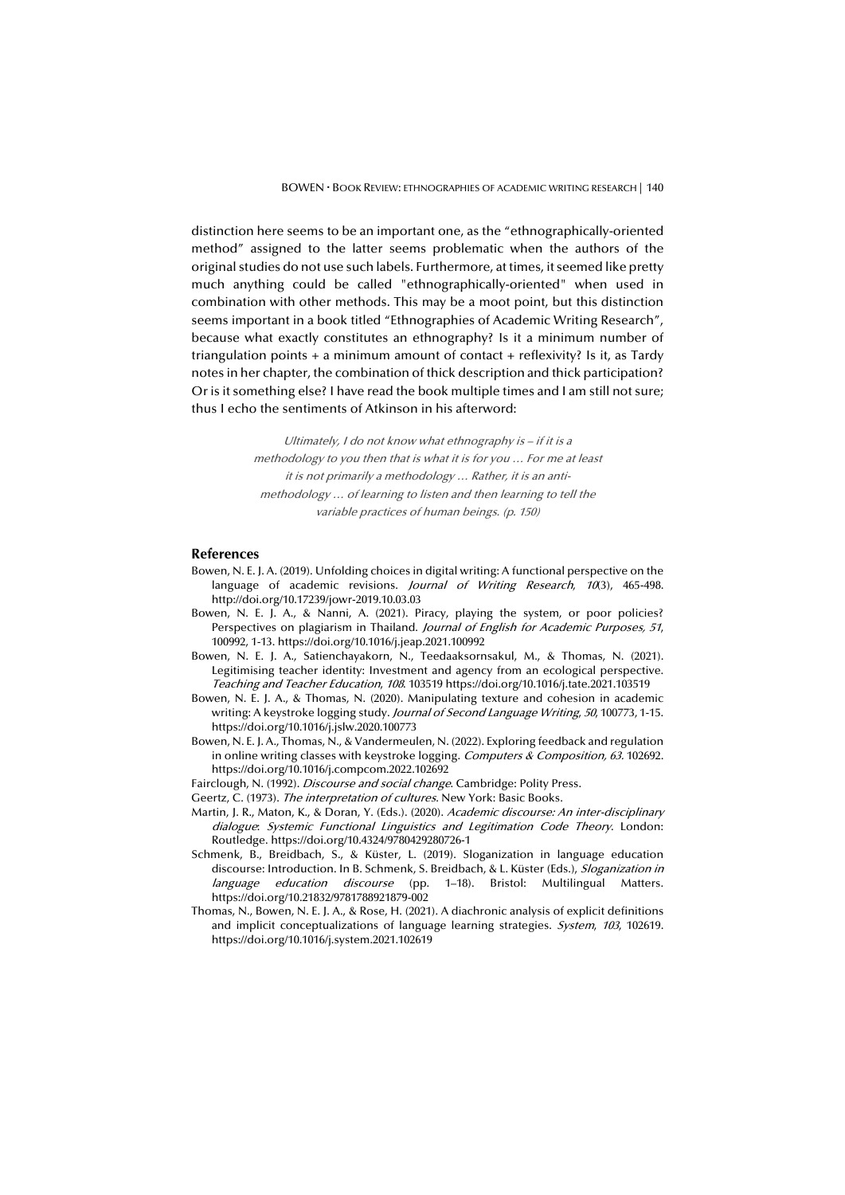distinction here seems to be an important one, as the "ethnographically-oriented method" assigned to the latter seems problematic when the authors of the original studies do not use such labels. Furthermore, at times, it seemed like pretty much anything could be called "ethnographically-oriented" when used in combination with other methods. This may be a moot point, but this distinction seems important in a book titled "Ethnographies of Academic Writing Research", because what exactly constitutes an ethnography? Is it a minimum number of triangulation points + a minimum amount of contact + reflexivity? Is it, as Tardy notes in her chapter, the combination of thick description and thick participation? Or is it something else? I have read the book multiple times and I am still not sure; thus I echo the sentiments of Atkinson in his afterword:

> *Ultimately, I do not know what ethnography is – if it is a methodology to you then that is what it is for you … For me at least it is not primarily a methodology … Rather, it is an anti-methodology … of learning to listen and then learning to tell the variable practices of human beings. (p. 150)*

## References

Bowen, N. E. J. A. (2019). Unfolding choices in digital writing: A functional perspective on the language of academic revisions. *Journal of Writing Research*, *10*(3), 465-498. http://doi.org/10.17239/jowr-2019.10.03.03

Bowen, N. E. J. A., & Nanni, A. (2021). Piracy, playing the system, or poor policies? Perspectives on plagiarism in Thailand. *Journal of English for Academic Purposes, 51*, 100992, 1-13. https://doi.org/10.1016/j.jeap.2021.100992

Bowen, N. E. J. A., Satienchayakorn, N., Teedaaksornsakul, M., & Thomas, N. (2021). Legitimising teacher identity: Investment and agency from an ecological perspective. *Teaching and Teacher Education*, *108*. 103519 https://doi.org/10.1016/j.tate.2021.103519

Bowen, N. E. J. A., & Thomas, N. (2020). Manipulating texture and cohesion in academic writing: A keystroke logging study. *Journal of Second Language Writing*, *50*, 100773, 1-15. https://doi.org/10.1016/j.jslw.2020.100773

Bowen, N. E. J. A., Thomas, N., & Vandermeulen, N. (2022). Exploring feedback and regulation in online writing classes with keystroke logging. *Computers & Composition, 63*. 102692. https://doi.org/10.1016/j.compcom.2022.102692

Fairclough, N. (1992). *Discourse and social change*. Cambridge: Polity Press.

Geertz, C. (1973). *The interpretation of cultures*. New York: Basic Books.

Martin, J. R., Maton, K., & Doran, Y. (Eds.). (2020). *Academic discourse: An inter-disciplinary dialogue*: *Systemic Functional Linguistics and Legitimation Code Theory*. London: Routledge. https://doi.org/10.4324/9780429280726-1

Schmenk, B., Breidbach, S., & Küster, L. (2019). Sloganization in language education discourse: Introduction. In B. Schmenk, S. Breidbach, & L. Küster (Eds.), *Sloganization in language education discourse* (pp. 1–18). Bristol: Multilingual Matters. https://doi.org/10.21832/9781788921879-002

Thomas, N., Bowen, N. E. J. A., & Rose, H. (2021). A diachronic analysis of explicit definitions and implicit conceptualizations of language learning strategies. *System*, *103*, 102619. https://doi.org/10.1016/j.system.2021.102619